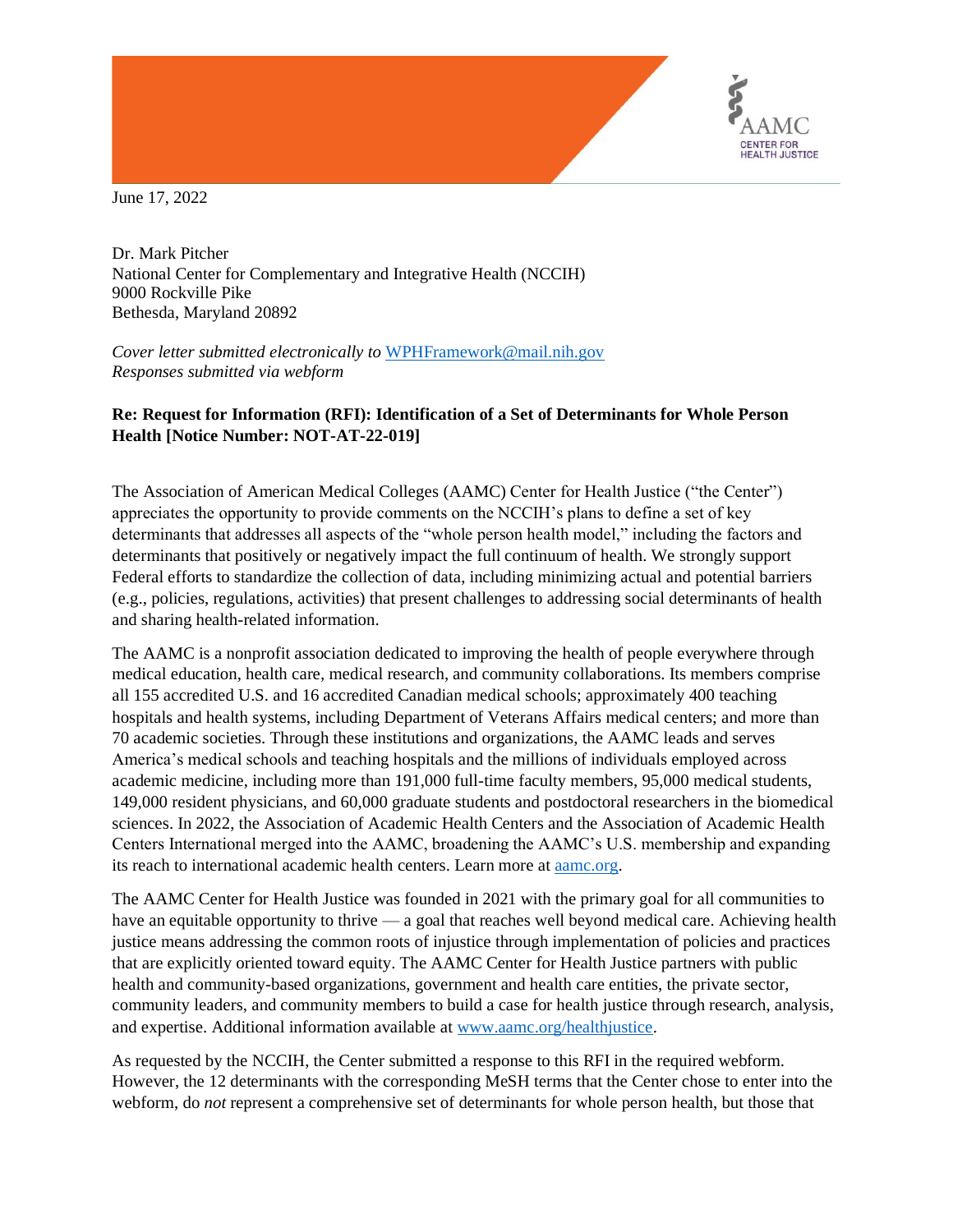AAMC CENTER FOR HEALTH JUSTICE

June 17, 2022

Dr. Mark Pitcher
National Center for Complementary and Integrative Health (NCCIH)
9000 Rockville Pike
Bethesda, Maryland 20892

*Cover letter submitted electronically to* [WPHFramework@mail.nih.gov](mailto:WPHFramework@mail.nih.gov)
*Responses submitted via webform*

**Re: Request for Information (RFI): Identification of a Set of Determinants for Whole Person Health [Notice Number: NOT-AT-22-019]**

The Association of American Medical Colleges (AAMC) Center for Health Justice ("the Center") appreciates the opportunity to provide comments on the NCCIH's plans to define a set of key determinants that addresses all aspects of the "whole person health model," including the factors and determinants that positively or negatively impact the full continuum of health. We strongly support Federal efforts to standardize the collection of data, including minimizing actual and potential barriers (e.g., policies, regulations, activities) that present challenges to addressing social determinants of health and sharing health-related information.

The AAMC is a nonprofit association dedicated to improving the health of people everywhere through medical education, health care, medical research, and community collaborations. Its members comprise all 155 accredited U.S. and 16 accredited Canadian medical schools; approximately 400 teaching hospitals and health systems, including Department of Veterans Affairs medical centers; and more than 70 academic societies. Through these institutions and organizations, the AAMC leads and serves America's medical schools and teaching hospitals and the millions of individuals employed across academic medicine, including more than 191,000 full-time faculty members, 95,000 medical students, 149,000 resident physicians, and 60,000 graduate students and postdoctoral researchers in the biomedical sciences. In 2022, the Association of Academic Health Centers and the Association of Academic Health Centers International merged into the AAMC, broadening the AAMC's U.S. membership and expanding its reach to international academic health centers. Learn more at [aamc.org](https://aamc.org).

The AAMC Center for Health Justice was founded in 2021 with the primary goal for all communities to have an equitable opportunity to thrive — a goal that reaches well beyond medical care. Achieving health justice means addressing the common roots of injustice through implementation of policies and practices that are explicitly oriented toward equity. The AAMC Center for Health Justice partners with public health and community-based organizations, government and health care entities, the private sector, community leaders, and community members to build a case for health justice through research, analysis, and expertise. Additional information available at [www.aamc.org/healthjustice](https://www.aamc.org/healthjustice).

As requested by the NCCIH, the Center submitted a response to this RFI in the required webform. However, the 12 determinants with the corresponding MeSH terms that the Center chose to enter into the webform, do *not* represent a comprehensive set of determinants for whole person health, but those that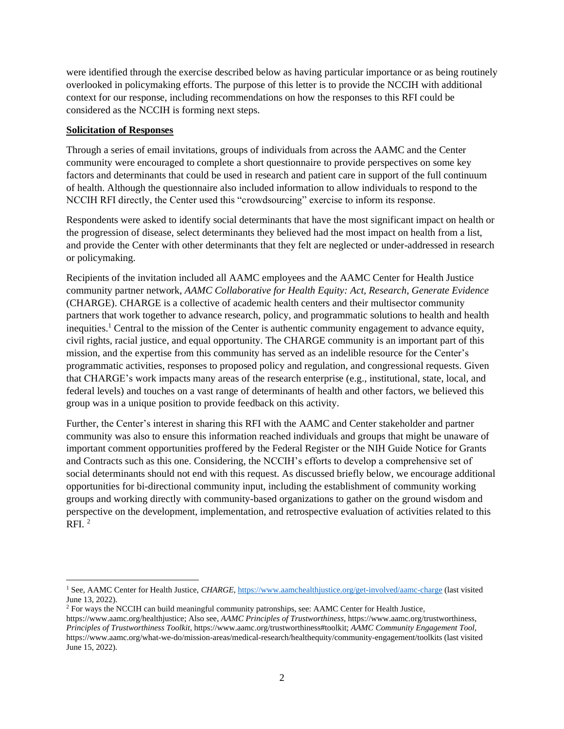were identified through the exercise described below as having particular importance or as being routinely overlooked in policymaking efforts. The purpose of this letter is to provide the NCCIH with additional context for our response, including recommendations on how the responses to this RFI could be considered as the NCCIH is forming next steps.

**Solicitation of Responses**

Through a series of email invitations, groups of individuals from across the AAMC and the Center community were encouraged to complete a short questionnaire to provide perspectives on some key factors and determinants that could be used in research and patient care in support of the full continuum of health. Although the questionnaire also included information to allow individuals to respond to the NCCIH RFI directly, the Center used this "crowdsourcing" exercise to inform its response.

Respondents were asked to identify social determinants that have the most significant impact on health or the progression of disease, select determinants they believed had the most impact on health from a list, and provide the Center with other determinants that they felt are neglected or under-addressed in research or policymaking.

Recipients of the invitation included all AAMC employees and the AAMC Center for Health Justice community partner network, *AAMC Collaborative for Health Equity: Act, Research, Generate Evidence* (CHARGE). CHARGE is a collective of academic health centers and their multisector community partners that work together to advance research, policy, and programmatic solutions to health and health inequities.[1] Central to the mission of the Center is authentic community engagement to advance equity, civil rights, racial justice, and equal opportunity. The CHARGE community is an important part of this mission, and the expertise from this community has served as an indelible resource for the Center's programmatic activities, responses to proposed policy and regulation, and congressional requests. Given that CHARGE's work impacts many areas of the research enterprise (e.g., institutional, state, local, and federal levels) and touches on a vast range of determinants of health and other factors, we believed this group was in a unique position to provide feedback on this activity.

Further, the Center's interest in sharing this RFI with the AAMC and Center stakeholder and partner community was also to ensure this information reached individuals and groups that might be unaware of important comment opportunities proffered by the Federal Register or the NIH Guide Notice for Grants and Contracts such as this one. Considering, the NCCIH's efforts to develop a comprehensive set of social determinants should not end with this request. As discussed briefly below, we encourage additional opportunities for bi-directional community input, including the establishment of community working groups and working directly with community-based organizations to gather on the ground wisdom and perspective on the development, implementation, and retrospective evaluation of activities related to this RFI. [2]

---

[1] See, AAMC Center for Health Justice, *CHARGE*, https://www.aamchealthjustice.org/get-involved/aamc-charge (last visited June 13, 2022).

[2] For ways the NCCIH can build meaningful community patronships, see: AAMC Center for Health Justice, https://www.aamc.org/healthjustice; Also see, *AAMC Principles of Trustworthiness*, https://www.aamc.org/trustworthiness, *Principles of Trustworthiness Toolkit*, https://www.aamc.org/trustworthiness#toolkit; *AAMC Community Engagement Tool*, https://www.aamc.org/what-we-do/mission-areas/medical-research/healthequity/community-engagement/toolkits (last visited June 15, 2022).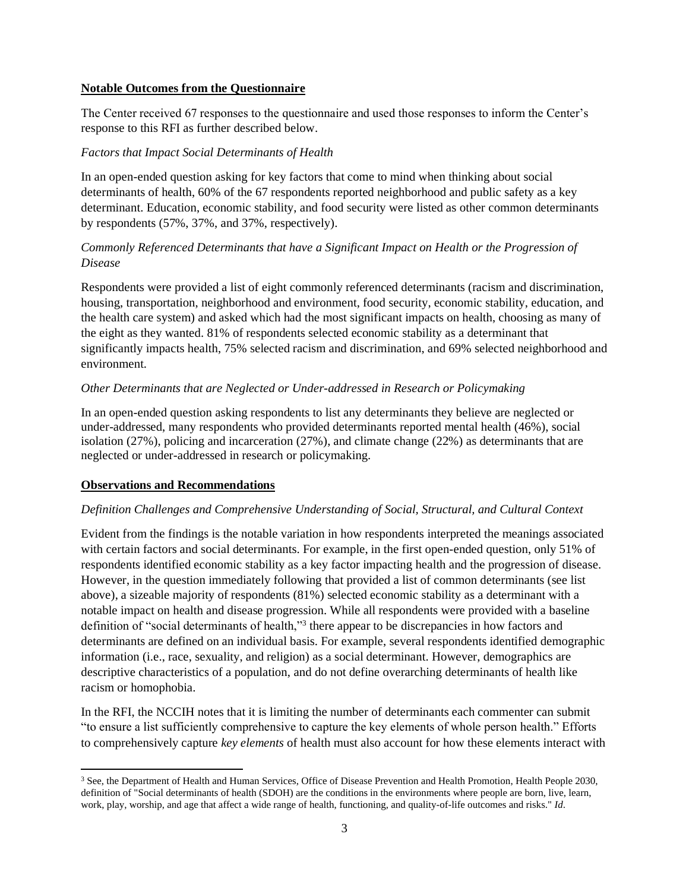**Notable Outcomes from the Questionnaire**

The Center received 67 responses to the questionnaire and used those responses to inform the Center's response to this RFI as further described below.

*Factors that Impact Social Determinants of Health*

In an open-ended question asking for key factors that come to mind when thinking about social determinants of health, 60% of the 67 respondents reported neighborhood and public safety as a key determinant. Education, economic stability, and food security were listed as other common determinants by respondents (57%, 37%, and 37%, respectively).

*Commonly Referenced Determinants that have a Significant Impact on Health or the Progression of Disease*

Respondents were provided a list of eight commonly referenced determinants (racism and discrimination, housing, transportation, neighborhood and environment, food security, economic stability, education, and the health care system) and asked which had the most significant impacts on health, choosing as many of the eight as they wanted. 81% of respondents selected economic stability as a determinant that significantly impacts health, 75% selected racism and discrimination, and 69% selected neighborhood and environment.

*Other Determinants that are Neglected or Under-addressed in Research or Policymaking*

In an open-ended question asking respondents to list any determinants they believe are neglected or under-addressed, many respondents who provided determinants reported mental health (46%), social isolation (27%), policing and incarceration (27%), and climate change (22%) as determinants that are neglected or under-addressed in research or policymaking.

**Observations and Recommendations**

*Definition Challenges and Comprehensive Understanding of Social, Structural, and Cultural Context*

Evident from the findings is the notable variation in how respondents interpreted the meanings associated with certain factors and social determinants. For example, in the first open-ended question, only 51% of respondents identified economic stability as a key factor impacting health and the progression of disease. However, in the question immediately following that provided a list of common determinants (see list above), a sizeable majority of respondents (81%) selected economic stability as a determinant with a notable impact on health and disease progression. While all respondents were provided with a baseline definition of "social determinants of health,"[3] there appear to be discrepancies in how factors and determinants are defined on an individual basis. For example, several respondents identified demographic information (i.e., race, sexuality, and religion) as a social determinant. However, demographics are descriptive characteristics of a population, and do not define overarching determinants of health like racism or homophobia.

In the RFI, the NCCIH notes that it is limiting the number of determinants each commenter can submit "to ensure a list sufficiently comprehensive to capture the key elements of whole person health." Efforts to comprehensively capture *key elements* of health must also account for how these elements interact with

[3] See, the Department of Health and Human Services, Office of Disease Prevention and Health Promotion, Health People 2030, definition of "Social determinants of health (SDOH) are the conditions in the environments where people are born, live, learn, work, play, worship, and age that affect a wide range of health, functioning, and quality-of-life outcomes and risks." *Id*.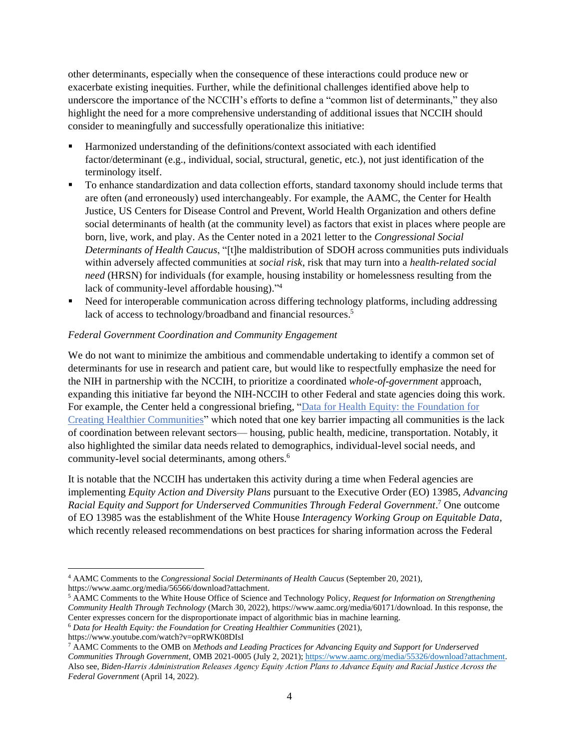other determinants, especially when the consequence of these interactions could produce new or exacerbate existing inequities. Further, while the definitional challenges identified above help to underscore the importance of the NCCIH's efforts to define a "common list of determinants," they also highlight the need for a more comprehensive understanding of additional issues that NCCIH should consider to meaningfully and successfully operationalize this initiative:

- Harmonized understanding of the definitions/context associated with each identified factor/determinant (e.g., individual, social, structural, genetic, etc.), not just identification of the terminology itself.
- To enhance standardization and data collection efforts, standard taxonomy should include terms that are often (and erroneously) used interchangeably. For example, the AAMC, the Center for Health Justice, US Centers for Disease Control and Prevent, World Health Organization and others define social determinants of health (at the community level) as factors that exist in places where people are born, live, work, and play. As the Center noted in a 2021 letter to the *Congressional Social Determinants of Health Caucus*, "[t]he maldistribution of SDOH across communities puts individuals within adversely affected communities at *social risk*, risk that may turn into a *health-related social need* (HRSN) for individuals (for example, housing instability or homelessness resulting from the lack of community-level affordable housing)."[4]
- Need for interoperable communication across differing technology platforms, including addressing lack of access to technology/broadband and financial resources.[5]

*Federal Government Coordination and Community Engagement*

We do not want to minimize the ambitious and commendable undertaking to identify a common set of determinants for use in research and patient care, but would like to respectfully emphasize the need for the NIH in partnership with the NCCIH, to prioritize a coordinated *whole-of-government* approach, expanding this initiative far beyond the NIH-NCCIH to other Federal and state agencies doing this work. For example, the Center held a congressional briefing, "[Data for Health Equity: the Foundation for Creating Healthier Communities]" which noted that one key barrier impacting all communities is the lack of coordination between relevant sectors— housing, public health, medicine, transportation. Notably, it also highlighted the similar data needs related to demographics, individual-level social needs, and community-level social determinants, among others.[6]

It is notable that the NCCIH has undertaken this activity during a time when Federal agencies are implementing *Equity Action and Diversity Plans* pursuant to the Executive Order (EO) 13985, *Advancing Racial Equity and Support for Underserved Communities Through Federal Government*.[7] One outcome of EO 13985 was the establishment of the White House *Interagency Working Group on Equitable Data*, which recently released recommendations on best practices for sharing information across the Federal

---

[4] AAMC Comments to the *Congressional Social Determinants of Health Caucus* (September 20, 2021), https://www.aamc.org/media/56566/download?attachment.

[5] AAMC Comments to the White House Office of Science and Technology Policy, *Request for Information on Strengthening Community Health Through Technology* (March 30, 2022), https://www.aamc.org/media/60171/download. In this response, the Center expresses concern for the disproportionate impact of algorithmic bias in machine learning.

[6] *Data for Health Equity: the Foundation for Creating Healthier Communities* (2021), https://www.youtube.com/watch?v=opRWK08DIsI

[7] AAMC Comments to the OMB on *Methods and Leading Practices for Advancing Equity and Support for Underserved Communities Through Government*, OMB 2021-0005 (July 2, 2021); https://www.aamc.org/media/55326/download?attachment. Also see, *Biden-Harris Administration Releases Agency Equity Action Plans to Advance Equity and Racial Justice Across the Federal Government* (April 14, 2022).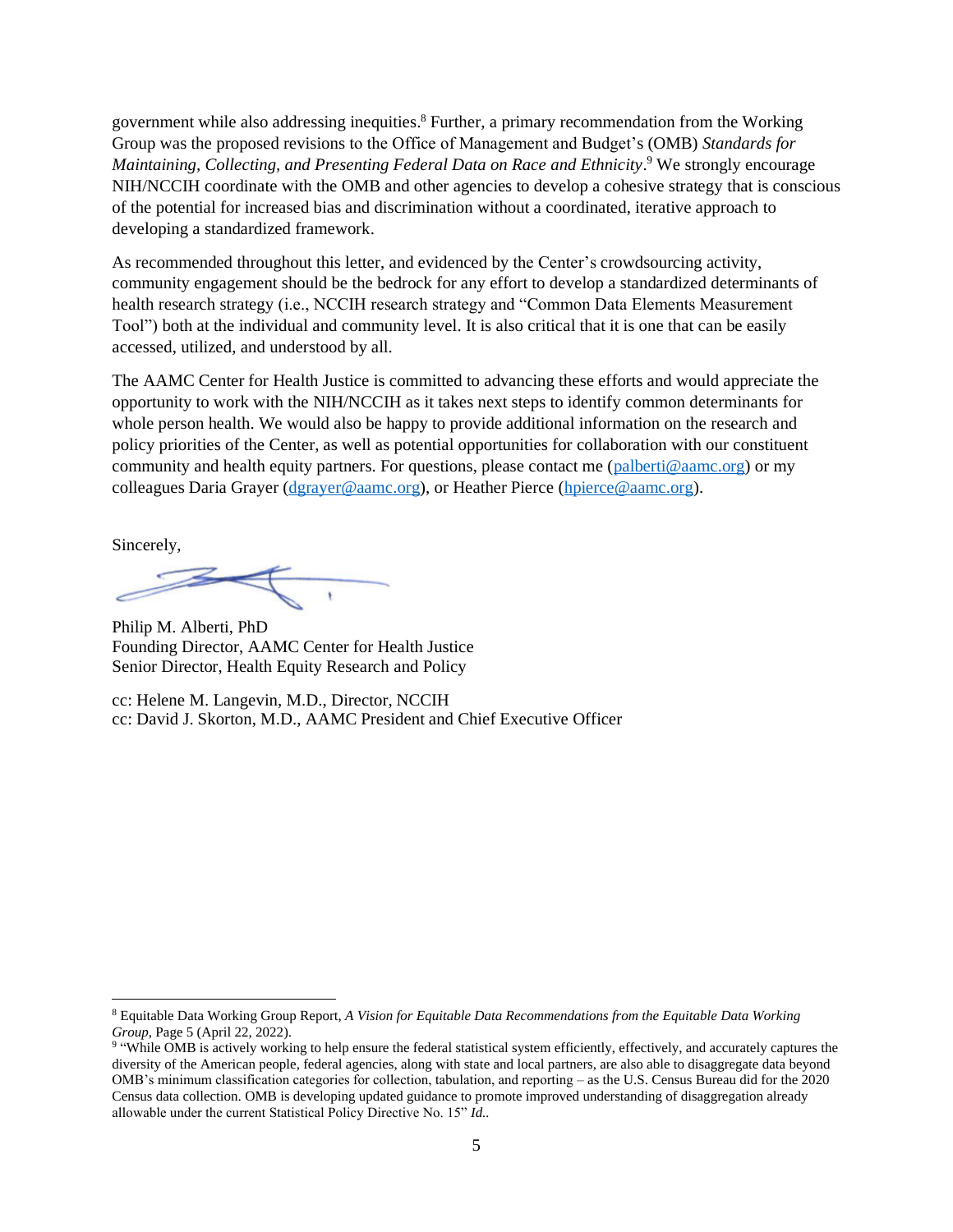government while also addressing inequities.[8] Further, a primary recommendation from the Working Group was the proposed revisions to the Office of Management and Budget's (OMB) *Standards for Maintaining, Collecting, and Presenting Federal Data on Race and Ethnicity*.[9] We strongly encourage NIH/NCCIH coordinate with the OMB and other agencies to develop a cohesive strategy that is conscious of the potential for increased bias and discrimination without a coordinated, iterative approach to developing a standardized framework.

As recommended throughout this letter, and evidenced by the Center's crowdsourcing activity, community engagement should be the bedrock for any effort to develop a standardized determinants of health research strategy (i.e., NCCIH research strategy and "Common Data Elements Measurement Tool") both at the individual and community level. It is also critical that it is one that can be easily accessed, utilized, and understood by all.

The AAMC Center for Health Justice is committed to advancing these efforts and would appreciate the opportunity to work with the NIH/NCCIH as it takes next steps to identify common determinants for whole person health. We would also be happy to provide additional information on the research and policy priorities of the Center, as well as potential opportunities for collaboration with our constituent community and health equity partners. For questions, please contact me (palberti@aamc.org) or my colleagues Daria Grayer (dgrayer@aamc.org), or Heather Pierce (hpierce@aamc.org).

Sincerely,

Philip M. Alberti, PhD
Founding Director, AAMC Center for Health Justice
Senior Director, Health Equity Research and Policy

cc: Helene M. Langevin, M.D., Director, NCCIH
cc: David J. Skorton, M.D., AAMC President and Chief Executive Officer

---

[8] Equitable Data Working Group Report, *A Vision for Equitable Data Recommendations from the Equitable Data Working Group*, Page 5 (April 22, 2022).

[9] "While OMB is actively working to help ensure the federal statistical system efficiently, effectively, and accurately captures the diversity of the American people, federal agencies, along with state and local partners, are also able to disaggregate data beyond OMB's minimum classification categories for collection, tabulation, and reporting – as the U.S. Census Bureau did for the 2020 Census data collection. OMB is developing updated guidance to promote improved understanding of disaggregation already allowable under the current Statistical Policy Directive No. 15" *Id.*.